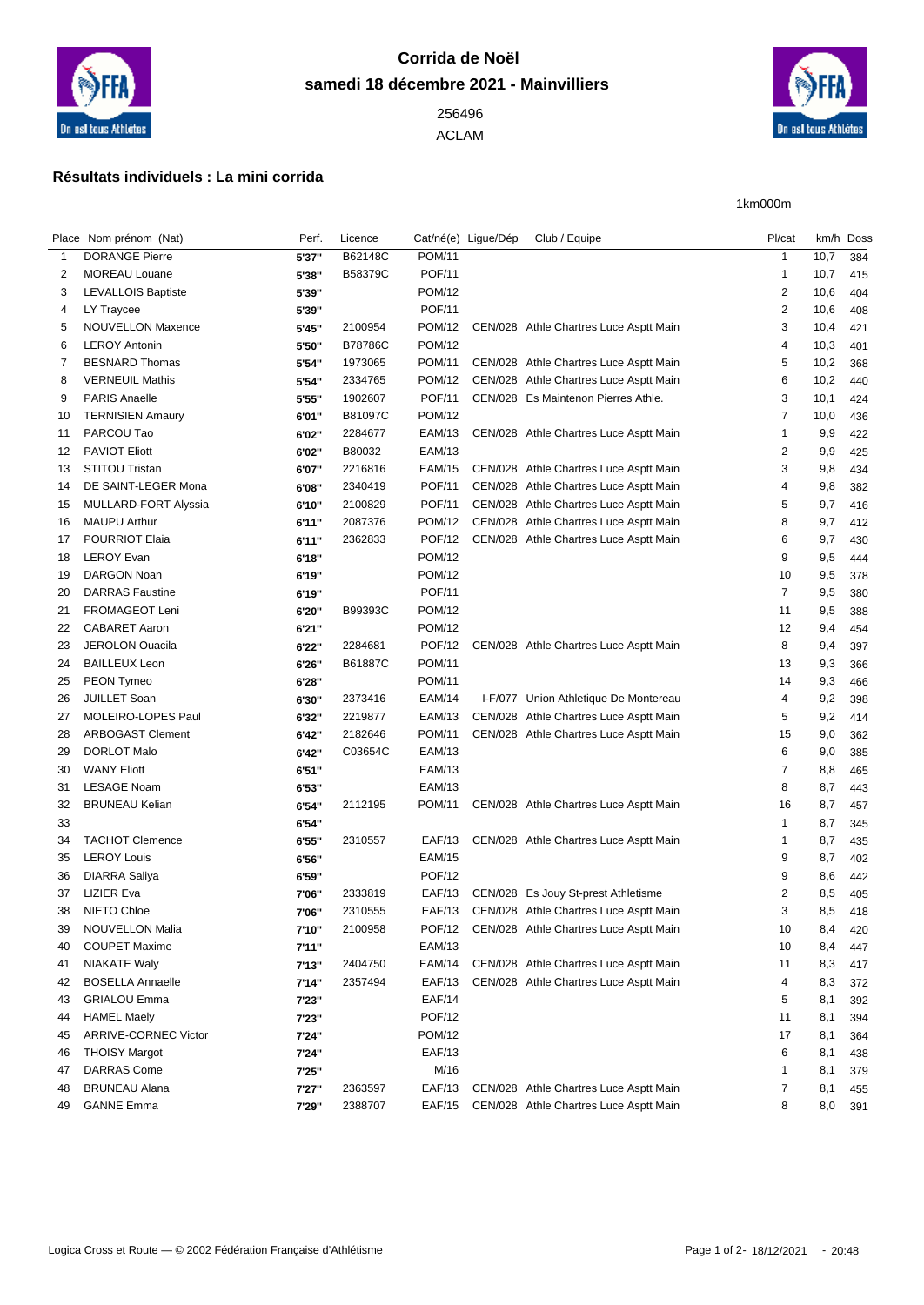# Corrida de Noël

## samedi 18 décembre 2021 - Mainvilliers

256496

ACLAM

### Résultats individuels : La mini corrida

1km000m

| Place | Nom prénom (Nat) | Perf. | Licence | Cat/né(e) | Ligue/Dép | Club / Equipe | Pl/cat | km/h | Doss |
|---|---|---|---|---|---|---|---|---|---|
| 1 | DORANGE Pierre | 5'37'' | B62148C | POM/11 | | | 1 | 10,7 | 384 |
| 2 | MOREAU Louane | 5'38'' | B58379C | POF/11 | | | 1 | 10,7 | 415 |
| 3 | LEVALLOIS Baptiste | 5'39'' | | POM/12 | | | 2 | 10,6 | 404 |
| 4 | LY Traycee | 5'39'' | | POF/11 | | | 2 | 10,6 | 408 |
| 5 | NOUVELLON Maxence | 5'45'' | 2100954 | POM/12 | CEN/028 | Athle Chartres Luce Asptt Main | 3 | 10,4 | 421 |
| 6 | LEROY Antonin | 5'50'' | B78786C | POM/12 | | | 4 | 10,3 | 401 |
| 7 | BESNARD Thomas | 5'54'' | 1973065 | POM/11 | CEN/028 | Athle Chartres Luce Asptt Main | 5 | 10,2 | 368 |
| 8 | VERNEUIL Mathis | 5'54'' | 2334765 | POM/12 | CEN/028 | Athle Chartres Luce Asptt Main | 6 | 10,2 | 440 |
| 9 | PARIS Anaelle | 5'55'' | 1902607 | POF/11 | CEN/028 | Es Maintenon Pierres Athle. | 3 | 10,1 | 424 |
| 10 | TERNISIEN Amaury | 6'01'' | B81097C | POM/12 | | | 7 | 10,0 | 436 |
| 11 | PARCOU Tao | 6'02'' | 2284677 | EAM/13 | CEN/028 | Athle Chartres Luce Asptt Main | 1 | 9,9 | 422 |
| 12 | PAVIOT Eliott | 6'02'' | B80032 | EAM/13 | | | 2 | 9,9 | 425 |
| 13 | STITOU Tristan | 6'07'' | 2216816 | EAM/15 | CEN/028 | Athle Chartres Luce Asptt Main | 3 | 9,8 | 434 |
| 14 | DE SAINT-LEGER Mona | 6'08'' | 2340419 | POF/11 | CEN/028 | Athle Chartres Luce Asptt Main | 4 | 9,8 | 382 |
| 15 | MULLARD-FORT Alyssia | 6'10'' | 2100829 | POF/11 | CEN/028 | Athle Chartres Luce Asptt Main | 5 | 9,7 | 416 |
| 16 | MAUPU Arthur | 6'11'' | 2087376 | POM/12 | CEN/028 | Athle Chartres Luce Asptt Main | 8 | 9,7 | 412 |
| 17 | POURRIOT Elaia | 6'11'' | 2362833 | POF/12 | CEN/028 | Athle Chartres Luce Asptt Main | 6 | 9,7 | 430 |
| 18 | LEROY Evan | 6'18'' | | POM/12 | | | 9 | 9,5 | 444 |
| 19 | DARGON Noan | 6'19'' | | POM/12 | | | 10 | 9,5 | 378 |
| 20 | DARRAS Faustine | 6'19'' | | POF/11 | | | 7 | 9,5 | 380 |
| 21 | FROMAGEOT Leni | 6'20'' | B99393C | POM/12 | | | 11 | 9,5 | 388 |
| 22 | CABARET Aaron | 6'21'' | | POM/12 | | | 12 | 9,4 | 454 |
| 23 | JEROLON Ouacila | 6'22'' | 2284681 | POF/12 | CEN/028 | Athle Chartres Luce Asptt Main | 8 | 9,4 | 397 |
| 24 | BAILLEUX Leon | 6'26'' | B61887C | POM/11 | | | 13 | 9,3 | 366 |
| 25 | PEON Tymeo | 6'28'' | | POM/11 | | | 14 | 9,3 | 466 |
| 26 | JUILLET Soan | 6'30'' | 2373416 | EAM/14 | I-F/077 | Union Athletique De Montereau | 4 | 9,2 | 398 |
| 27 | MOLEIRO-LOPES Paul | 6'32'' | 2219877 | EAM/13 | CEN/028 | Athle Chartres Luce Asptt Main | 5 | 9,2 | 414 |
| 28 | ARBOGAST Clement | 6'42'' | 2182646 | POM/11 | CEN/028 | Athle Chartres Luce Asptt Main | 15 | 9,0 | 362 |
| 29 | DORLOT Malo | 6'42'' | C03654C | EAM/13 | | | 6 | 9,0 | 385 |
| 30 | WANY Eliott | 6'51'' | | EAM/13 | | | 7 | 8,8 | 465 |
| 31 | LESAGE Noam | 6'53'' | | EAM/13 | | | 8 | 8,7 | 443 |
| 32 | BRUNEAU Kelian | 6'54'' | 2112195 | POM/11 | CEN/028 | Athle Chartres Luce Asptt Main | 16 | 8,7 | 457 |
| 33 | | 6'54'' | | | | | 1 | 8,7 | 345 |
| 34 | TACHOT Clemence | 6'55'' | 2310557 | EAF/13 | CEN/028 | Athle Chartres Luce Asptt Main | 1 | 8,7 | 435 |
| 35 | LEROY Louis | 6'56'' | | EAM/15 | | | 9 | 8,7 | 402 |
| 36 | DIARRA Saliya | 6'59'' | | POF/12 | | | 9 | 8,6 | 442 |
| 37 | LIZIER Eva | 7'06'' | 2333819 | EAF/13 | CEN/028 | Es Jouy St-prest Athletisme | 2 | 8,5 | 405 |
| 38 | NIETO Chloe | 7'06'' | 2310555 | EAF/13 | CEN/028 | Athle Chartres Luce Asptt Main | 3 | 8,5 | 418 |
| 39 | NOUVELLON Malia | 7'10'' | 2100958 | POF/12 | CEN/028 | Athle Chartres Luce Asptt Main | 10 | 8,4 | 420 |
| 40 | COUPET Maxime | 7'11'' | | EAM/13 | | | 10 | 8,4 | 447 |
| 41 | NIAKATE Waly | 7'13'' | 2404750 | EAM/14 | CEN/028 | Athle Chartres Luce Asptt Main | 11 | 8,3 | 417 |
| 42 | BOSELLA Annaelle | 7'14'' | 2357494 | EAF/13 | CEN/028 | Athle Chartres Luce Asptt Main | 4 | 8,3 | 372 |
| 43 | GRIALOU Emma | 7'23'' | | EAF/14 | | | 5 | 8,1 | 392 |
| 44 | HAMEL Maely | 7'23'' | | POF/12 | | | 11 | 8,1 | 394 |
| 45 | ARRIVE-CORNEC Victor | 7'24'' | | POM/12 | | | 17 | 8,1 | 364 |
| 46 | THOISY Margot | 7'24'' | | EAF/13 | | | 6 | 8,1 | 438 |
| 47 | DARRAS Come | 7'25'' | | M/16 | | | 1 | 8,1 | 379 |
| 48 | BRUNEAU Alana | 7'27'' | 2363597 | EAF/13 | CEN/028 | Athle Chartres Luce Asptt Main | 7 | 8,1 | 455 |
| 49 | GANNE Emma | 7'29'' | 2388707 | EAF/15 | CEN/028 | Athle Chartres Luce Asptt Main | 8 | 8,0 | 391 |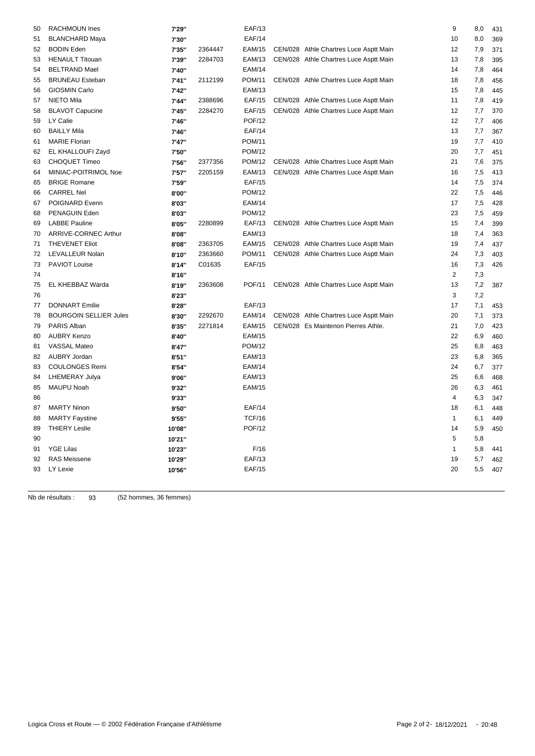| | | | | | | | | |
|---|---|---|---|---|---|---|---|---|
| 50 | RACHMOUN Ines | 7'29'' | | EAF/13 | | 9 | 8,0 | 431 |
| 51 | BLANCHARD Maya | 7'30'' | | EAF/14 | | 10 | 8,0 | 369 |
| 52 | BODIN Eden | 7'35'' | 2364447 | EAM/15 | CEN/028 Athle Chartres Luce Asptt Main | 12 | 7,9 | 371 |
| 53 | HENAULT Titouan | 7'39'' | 2284703 | EAM/13 | CEN/028 Athle Chartres Luce Asptt Main | 13 | 7,8 | 395 |
| 54 | BELTRAND Mael | 7'40'' | | EAM/14 | | 14 | 7,8 | 464 |
| 55 | BRUNEAU Esteban | 7'41'' | 2112199 | POM/11 | CEN/028 Athle Chartres Luce Asptt Main | 18 | 7,8 | 456 |
| 56 | GIOSMIN Carlo | 7'42'' | | EAM/13 | | 15 | 7,8 | 445 |
| 57 | NIETO Mila | 7'44'' | 2388696 | EAF/15 | CEN/028 Athle Chartres Luce Asptt Main | 11 | 7,8 | 419 |
| 58 | BLAVOT Capucine | 7'45'' | 2284270 | EAF/15 | CEN/028 Athle Chartres Luce Asptt Main | 12 | 7,7 | 370 |
| 59 | LY Calie | 7'46'' | | POF/12 | | 12 | 7,7 | 406 |
| 60 | BAILLY Mila | 7'46'' | | EAF/14 | | 13 | 7,7 | 367 |
| 61 | MARIE Florian | 7'47'' | | POM/11 | | 19 | 7,7 | 410 |
| 62 | EL KHALLOUFI Zayd | 7'50'' | | POM/12 | | 20 | 7,7 | 451 |
| 63 | CHOQUET Timeo | 7'56'' | 2377356 | POM/12 | CEN/028 Athle Chartres Luce Asptt Main | 21 | 7,6 | 375 |
| 64 | MINIAC-POITRIMOL Noe | 7'57'' | 2205159 | EAM/13 | CEN/028 Athle Chartres Luce Asptt Main | 16 | 7,5 | 413 |
| 65 | BRIGE Romane | 7'59'' | | EAF/15 | | 14 | 7,5 | 374 |
| 66 | CARREL Nel | 8'00'' | | POM/12 | | 22 | 7,5 | 446 |
| 67 | POIGNARD Evenn | 8'03'' | | EAM/14 | | 17 | 7,5 | 428 |
| 68 | PENAGUIN Eden | 8'03'' | | POM/12 | | 23 | 7,5 | 459 |
| 69 | LABBE Pauline | 8'05'' | 2280899 | EAF/13 | CEN/028 Athle Chartres Luce Asptt Main | 15 | 7,4 | 399 |
| 70 | ARRIVE-CORNEC Arthur | 8'08'' | | EAM/13 | | 18 | 7,4 | 363 |
| 71 | THEVENET Eliot | 8'08'' | 2363705 | EAM/15 | CEN/028 Athle Chartres Luce Asptt Main | 19 | 7,4 | 437 |
| 72 | LEVALLEUR Nolan | 8'10'' | 2363660 | POM/11 | CEN/028 Athle Chartres Luce Asptt Main | 24 | 7,3 | 403 |
| 73 | PAVIOT Louise | 8'14'' | C01635 | EAF/15 | | 16 | 7,3 | 426 |
| 74 | | 8'16'' | | | | 2 | 7,3 | |
| 75 | EL KHEBBAZ Warda | 8'19'' | 2363608 | POF/11 | CEN/028 Athle Chartres Luce Asptt Main | 13 | 7,2 | 387 |
| 76 | | 8'23'' | | | | 3 | 7,2 | |
| 77 | DONNART Emilie | 8'28'' | | EAF/13 | | 17 | 7,1 | 453 |
| 78 | BOURGOIN SELLIER Jules | 8'30'' | 2292670 | EAM/14 | CEN/028 Athle Chartres Luce Asptt Main | 20 | 7,1 | 373 |
| 79 | PARIS Alban | 8'35'' | 2271814 | EAM/15 | CEN/028 Es Maintenon Pierres Athle. | 21 | 7,0 | 423 |
| 80 | AUBRY Kenzo | 8'40'' | | EAM/15 | | 22 | 6,9 | 460 |
| 81 | VASSAL Mateo | 8'47'' | | POM/12 | | 25 | 6,8 | 463 |
| 82 | AUBRY Jordan | 8'51'' | | EAM/13 | | 23 | 6,8 | 365 |
| 83 | COULONGES Remi | 8'54'' | | EAM/14 | | 24 | 6,7 | 377 |
| 84 | LHEMERAY Julya | 9'06'' | | EAM/13 | | 25 | 6,6 | 468 |
| 85 | MAUPU Noah | 9'32'' | | EAM/15 | | 26 | 6,3 | 461 |
| 86 | | 9'33'' | | | | 4 | 6,3 | 347 |
| 87 | MARTY Ninon | 9'50'' | | EAF/14 | | 18 | 6,1 | 448 |
| 88 | MARTY Faystine | 9'55'' | | TCF/16 | | 1 | 6,1 | 449 |
| 89 | THIERY Leslie | 10'08'' | | POF/12 | | 14 | 5,9 | 450 |
| 90 | | 10'21'' | | | | 5 | 5,8 | |
| 91 | YGE Lilas | 10'23'' | | F/16 | | 1 | 5,8 | 441 |
| 92 | RAS Meissene | 10'29'' | | EAF/13 | | 19 | 5,7 | 462 |
| 93 | LY Lexie | 10'56'' | | EAF/15 | | 20 | 5,5 | 407 |

Nb de résultats : 93 (52 hommes, 36 femmes)

Logica Cross et Route — © 2002 Fédération Française d'Athlétisme